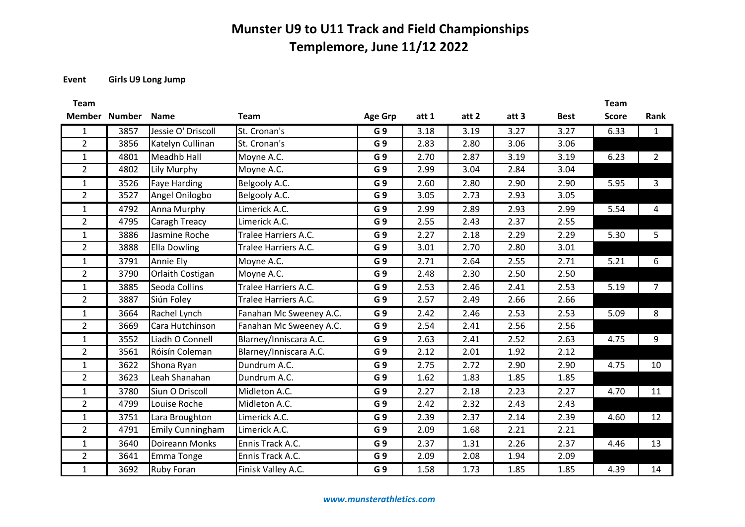# Munster U9 to U11 Track and Field Championships
## Templemore, June 11/12 2022

**Event** **Girls U9 Long Jump**

| Team Member | Number | Name | Team | Age Grp | att 1 | att 2 | att 3 | Best | Team Score | Rank |
|---|---|---|---|---|---|---|---|---|---|---|
| 1 | 3857 | Jessie O' Driscoll | St. Cronan's | G 9 | 3.18 | 3.19 | 3.27 | 3.27 | 6.33 | 1 |
| 2 | 3856 | Katelyn Cullinan | St. Cronan's | G 9 | 2.83 | 2.80 | 3.06 | 3.06 | | |
| 1 | 4801 | Meadhb Hall | Moyne A.C. | G 9 | 2.70 | 2.87 | 3.19 | 3.19 | 6.23 | 2 |
| 2 | 4802 | Lily Murphy | Moyne A.C. | G 9 | 2.99 | 3.04 | 2.84 | 3.04 | | |
| 1 | 3526 | Faye Harding | Belgooly A.C. | G 9 | 2.60 | 2.80 | 2.90 | 2.90 | 5.95 | 3 |
| 2 | 3527 | Angel Onilogbo | Belgooly A.C. | G 9 | 3.05 | 2.73 | 2.93 | 3.05 | | |
| 1 | 4792 | Anna Murphy | Limerick A.C. | G 9 | 2.99 | 2.89 | 2.93 | 2.99 | 5.54 | 4 |
| 2 | 4795 | Caragh Treacy | Limerick A.C. | G 9 | 2.55 | 2.43 | 2.37 | 2.55 | | |
| 1 | 3886 | Jasmine Roche | Tralee Harriers A.C. | G 9 | 2.27 | 2.18 | 2.29 | 2.29 | 5.30 | 5 |
| 2 | 3888 | Ella Dowling | Tralee Harriers A.C. | G 9 | 3.01 | 2.70 | 2.80 | 3.01 | | |
| 1 | 3791 | Annie Ely | Moyne A.C. | G 9 | 2.71 | 2.64 | 2.55 | 2.71 | 5.21 | 6 |
| 2 | 3790 | Orlaith Costigan | Moyne A.C. | G 9 | 2.48 | 2.30 | 2.50 | 2.50 | | |
| 1 | 3885 | Seoda Collins | Tralee Harriers A.C. | G 9 | 2.53 | 2.46 | 2.41 | 2.53 | 5.19 | 7 |
| 2 | 3887 | Siún Foley | Tralee Harriers A.C. | G 9 | 2.57 | 2.49 | 2.66 | 2.66 | | |
| 1 | 3664 | Rachel Lynch | Fanahan Mc Sweeney A.C. | G 9 | 2.42 | 2.46 | 2.53 | 2.53 | 5.09 | 8 |
| 2 | 3669 | Cara Hutchinson | Fanahan Mc Sweeney A.C. | G 9 | 2.54 | 2.41 | 2.56 | 2.56 | | |
| 1 | 3552 | Liadh O Connell | Blarney/Inniscara A.C. | G 9 | 2.63 | 2.41 | 2.52 | 2.63 | 4.75 | 9 |
| 2 | 3561 | Róisín Coleman | Blarney/Inniscara A.C. | G 9 | 2.12 | 2.01 | 1.92 | 2.12 | | |
| 1 | 3622 | Shona Ryan | Dundrum A.C. | G 9 | 2.75 | 2.72 | 2.90 | 2.90 | 4.75 | 10 |
| 2 | 3623 | Leah Shanahan | Dundrum A.C. | G 9 | 1.62 | 1.83 | 1.85 | 1.85 | | |
| 1 | 3780 | Siun O Driscoll | Midleton A.C. | G 9 | 2.27 | 2.18 | 2.23 | 2.27 | 4.70 | 11 |
| 2 | 4799 | Louise Roche | Midleton A.C. | G 9 | 2.42 | 2.32 | 2.43 | 2.43 | | |
| 1 | 3751 | Lara Broughton | Limerick A.C. | G 9 | 2.39 | 2.37 | 2.14 | 2.39 | 4.60 | 12 |
| 2 | 4791 | Emily Cunningham | Limerick A.C. | G 9 | 2.09 | 1.68 | 2.21 | 2.21 | | |
| 1 | 3640 | Doireann Monks | Ennis Track A.C. | G 9 | 2.37 | 1.31 | 2.26 | 2.37 | 4.46 | 13 |
| 2 | 3641 | Emma Tonge | Ennis Track A.C. | G 9 | 2.09 | 2.08 | 1.94 | 2.09 | | |
| 1 | 3692 | Ruby Foran | Finisk Valley A.C. | G 9 | 1.58 | 1.73 | 1.85 | 1.85 | 4.39 | 14 |

*www.munsterathletics.com*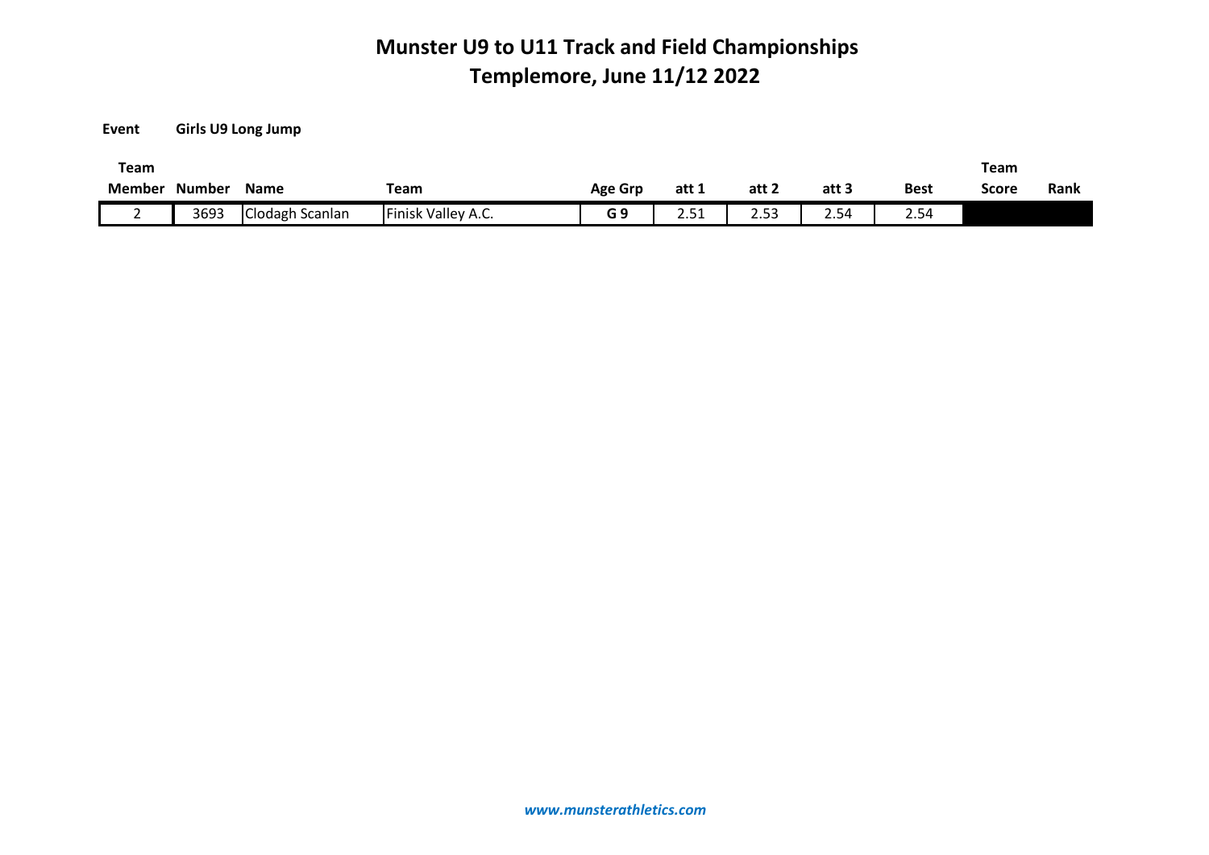# Munster U9 to U11 Track and Field Championships
## Templemore, June 11/12 2022

**Event** **Girls U9 Long Jump**

| Team Member | Number | Name | Team | Age Grp | att 1 | att 2 | att 3 | Best | Team Score | Rank |
|---|---|---|---|---|---|---|---|---|---|---|
| 2 | 3693 | Clodagh Scanlan | Finisk Valley A.C. | **G 9** | 2.51 | 2.53 | 2.54 | 2.54 | | |

***www.munsterathletics.com***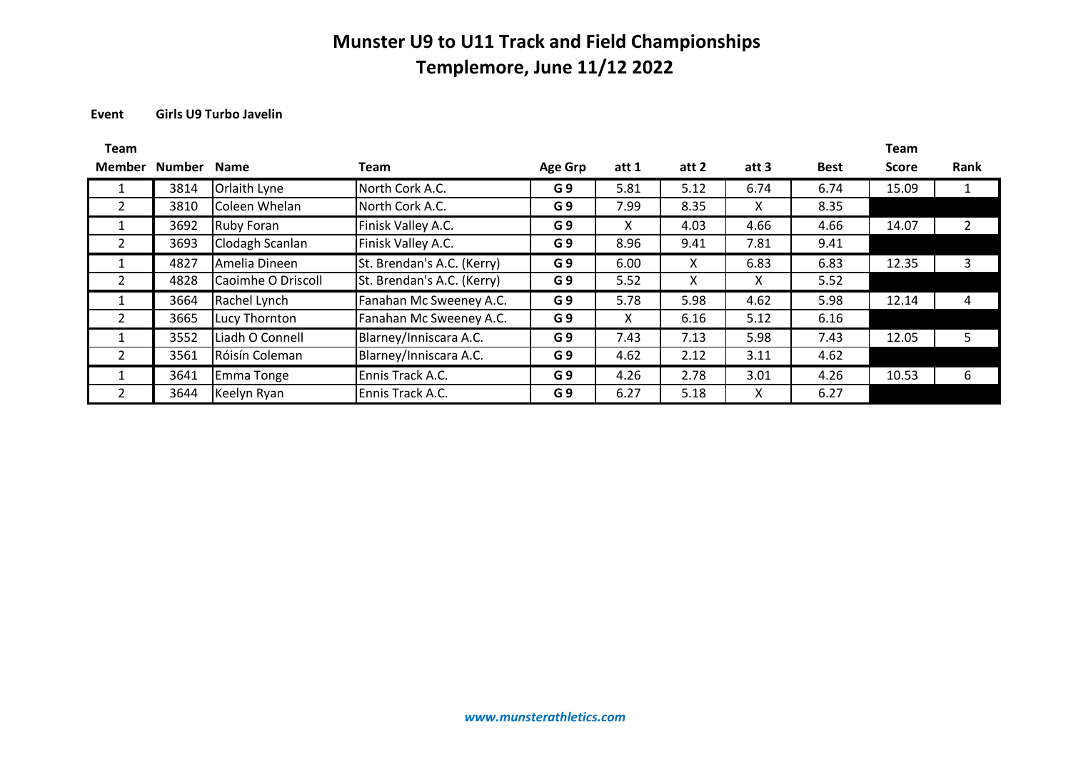# Munster U9 to U11 Track and Field Championships
## Templemore, June 11/12 2022

**Event** **Girls U9 Turbo Javelin**

| Team Member | Number | Name | Team | Age Grp | att 1 | att 2 | att 3 | Best | Team Score | Rank |
|---|---|---|---|---|---|---|---|---|---|---|
| 1 | 3814 | Orlaith Lyne | North Cork A.C. | G 9 | 5.81 | 5.12 | 6.74 | 6.74 | 15.09 | 1 |
| 2 | 3810 | Coleen Whelan | North Cork A.C. | G 9 | 7.99 | 8.35 | X | 8.35 | | |
| 1 | 3692 | Ruby Foran | Finisk Valley A.C. | G 9 | X | 4.03 | 4.66 | 4.66 | 14.07 | 2 |
| 2 | 3693 | Clodagh Scanlan | Finisk Valley A.C. | G 9 | 8.96 | 9.41 | 7.81 | 9.41 | | |
| 1 | 4827 | Amelia Dineen | St. Brendan's A.C. (Kerry) | G 9 | 6.00 | X | 6.83 | 6.83 | 12.35 | 3 |
| 2 | 4828 | Caoimhe O Driscoll | St. Brendan's A.C. (Kerry) | G 9 | 5.52 | X | X | 5.52 | | |
| 1 | 3664 | Rachel Lynch | Fanahan Mc Sweeney A.C. | G 9 | 5.78 | 5.98 | 4.62 | 5.98 | 12.14 | 4 |
| 2 | 3665 | Lucy Thornton | Fanahan Mc Sweeney A.C. | G 9 | X | 6.16 | 5.12 | 6.16 | | |
| 1 | 3552 | Liadh O Connell | Blarney/Inniscara A.C. | G 9 | 7.43 | 7.13 | 5.98 | 7.43 | 12.05 | 5 |
| 2 | 3561 | Róisín Coleman | Blarney/Inniscara A.C. | G 9 | 4.62 | 2.12 | 3.11 | 4.62 | | |
| 1 | 3641 | Emma Tonge | Ennis Track A.C. | G 9 | 4.26 | 2.78 | 3.01 | 4.26 | 10.53 | 6 |
| 2 | 3644 | Keelyn Ryan | Ennis Track A.C. | G 9 | 6.27 | 5.18 | X | 6.27 | | |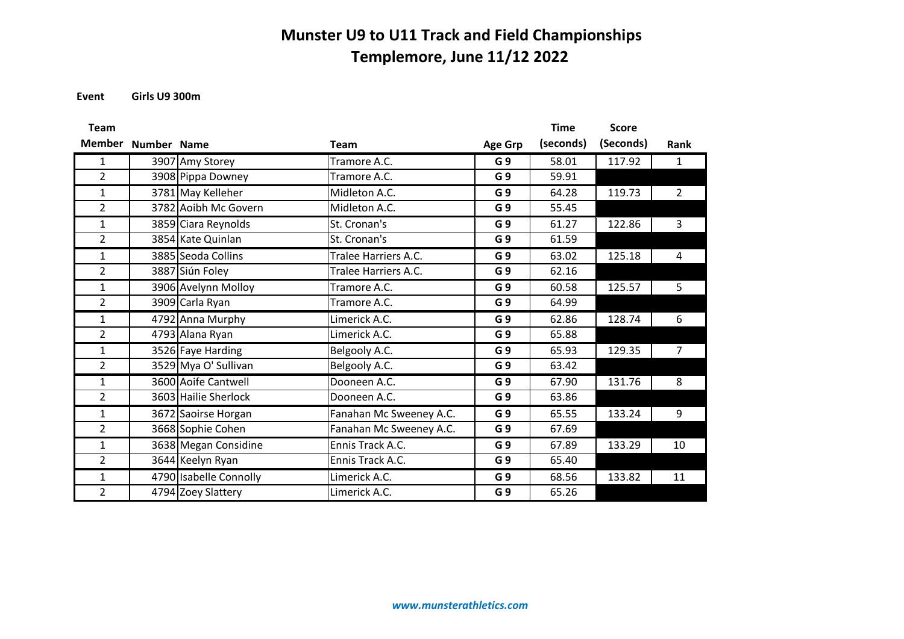# Munster U9 to U11 Track and Field Championships
## Templemore, June 11/12 2022

**Event** **Girls U9 300m**

| Team Member | Number | Name | Team | Age Grp | Time (seconds) | Score (Seconds) | Rank |
|---|---|---|---|---|---|---|---|
| 1 | 3907 | Amy Storey | Tramore A.C. | G 9 | 58.01 | 117.92 | 1 |
| 2 | 3908 | Pippa Downey | Tramore A.C. | G 9 | 59.91 | | |
| 1 | 3781 | May Kelleher | Midleton A.C. | G 9 | 64.28 | 119.73 | 2 |
| 2 | 3782 | Aoibh Mc Govern | Midleton A.C. | G 9 | 55.45 | | |
| 1 | 3859 | Ciara Reynolds | St. Cronan's | G 9 | 61.27 | 122.86 | 3 |
| 2 | 3854 | Kate Quinlan | St. Cronan's | G 9 | 61.59 | | |
| 1 | 3885 | Seoda Collins | Tralee Harriers A.C. | G 9 | 63.02 | 125.18 | 4 |
| 2 | 3887 | Siún Foley | Tralee Harriers A.C. | G 9 | 62.16 | | |
| 1 | 3906 | Avelynn Molloy | Tramore A.C. | G 9 | 60.58 | 125.57 | 5 |
| 2 | 3909 | Carla Ryan | Tramore A.C. | G 9 | 64.99 | | |
| 1 | 4792 | Anna Murphy | Limerick A.C. | G 9 | 62.86 | 128.74 | 6 |
| 2 | 4793 | Alana Ryan | Limerick A.C. | G 9 | 65.88 | | |
| 1 | 3526 | Faye Harding | Belgooly A.C. | G 9 | 65.93 | 129.35 | 7 |
| 2 | 3529 | Mya O' Sullivan | Belgooly A.C. | G 9 | 63.42 | | |
| 1 | 3600 | Aoife Cantwell | Dooneen A.C. | G 9 | 67.90 | 131.76 | 8 |
| 2 | 3603 | Hailie Sherlock | Dooneen A.C. | G 9 | 63.86 | | |
| 1 | 3672 | Saoirse Horgan | Fanahan Mc Sweeney A.C. | G 9 | 65.55 | 133.24 | 9 |
| 2 | 3668 | Sophie Cohen | Fanahan Mc Sweeney A.C. | G 9 | 67.69 | | |
| 1 | 3638 | Megan Considine | Ennis Track A.C. | G 9 | 67.89 | 133.29 | 10 |
| 2 | 3644 | Keelyn Ryan | Ennis Track A.C. | G 9 | 65.40 | | |
| 1 | 4790 | Isabelle Connolly | Limerick A.C. | G 9 | 68.56 | 133.82 | 11 |
| 2 | 4794 | Zoey Slattery | Limerick A.C. | G 9 | 65.26 | | |

*www.munsterathletics.com*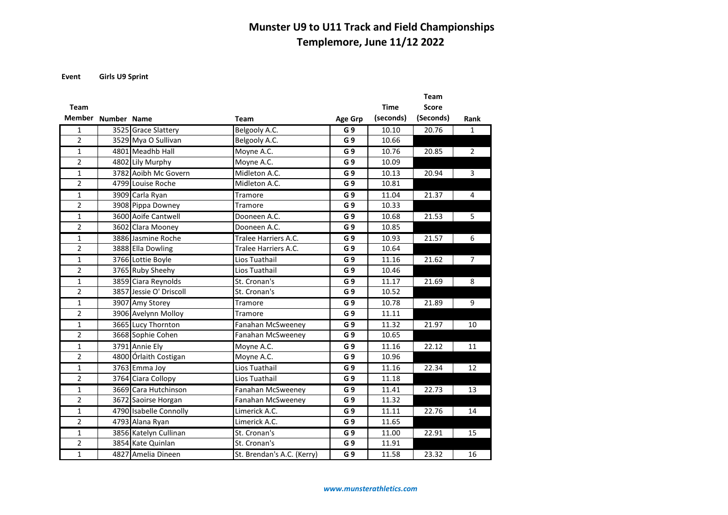# Munster U9 to U11 Track and Field Championships
# Templemore, June 11/12 2022

**Event** **Girls U9 Sprint**

| Team Member | Number | Name | Team | Age Grp | Time (seconds) | Team Score (Seconds) | Rank |
|---|---|---|---|---|---|---|---|
| 1 | 3525 | Grace Slattery | Belgooly A.C. | G 9 | 10.10 | 20.76 | 1 |
| 2 | 3529 | Mya O Sullivan | Belgooly A.C. | G 9 | 10.66 | | |
| 1 | 4801 | Meadhb Hall | Moyne A.C. | G 9 | 10.76 | 20.85 | 2 |
| 2 | 4802 | Lily Murphy | Moyne A.C. | G 9 | 10.09 | | |
| 1 | 3782 | Aoibh Mc Govern | Midleton A.C. | G 9 | 10.13 | 20.94 | 3 |
| 2 | 4799 | Louise Roche | Midleton A.C. | G 9 | 10.81 | | |
| 1 | 3909 | Carla Ryan | Tramore | G 9 | 11.04 | 21.37 | 4 |
| 2 | 3908 | Pippa Downey | Tramore | G 9 | 10.33 | | |
| 1 | 3600 | Aoife Cantwell | Dooneen A.C. | G 9 | 10.68 | 21.53 | 5 |
| 2 | 3602 | Clara Mooney | Dooneen A.C. | G 9 | 10.85 | | |
| 1 | 3886 | Jasmine Roche | Tralee Harriers A.C. | G 9 | 10.93 | 21.57 | 6 |
| 2 | 3888 | Ella Dowling | Tralee Harriers A.C. | G 9 | 10.64 | | |
| 1 | 3766 | Lottie Boyle | Lios Tuathail | G 9 | 11.16 | 21.62 | 7 |
| 2 | 3765 | Ruby Sheehy | Lios Tuathail | G 9 | 10.46 | | |
| 1 | 3859 | Ciara Reynolds | St. Cronan's | G 9 | 11.17 | 21.69 | 8 |
| 2 | 3857 | Jessie O' Driscoll | St. Cronan's | G 9 | 10.52 | | |
| 1 | 3907 | Amy Storey | Tramore | G 9 | 10.78 | 21.89 | 9 |
| 2 | 3906 | Avelynn Molloy | Tramore | G 9 | 11.11 | | |
| 1 | 3665 | Lucy Thornton | Fanahan McSweeney | G 9 | 11.32 | 21.97 | 10 |
| 2 | 3668 | Sophie Cohen | Fanahan McSweeney | G 9 | 10.65 | | |
| 1 | 3791 | Annie Ely | Moyne A.C. | G 9 | 11.16 | 22.12 | 11 |
| 2 | 4800 | Órlaith Costigan | Moyne A.C. | G 9 | 10.96 | | |
| 1 | 3763 | Emma Joy | Lios Tuathail | G 9 | 11.16 | 22.34 | 12 |
| 2 | 3764 | Ciara Collopy | Lios Tuathail | G 9 | 11.18 | | |
| 1 | 3669 | Cara Hutchinson | Fanahan McSweeney | G 9 | 11.41 | 22.73 | 13 |
| 2 | 3672 | Saoirse Horgan | Fanahan McSweeney | G 9 | 11.32 | | |
| 1 | 4790 | Isabelle Connolly | Limerick A.C. | G 9 | 11.11 | 22.76 | 14 |
| 2 | 4793 | Alana Ryan | Limerick A.C. | G 9 | 11.65 | | |
| 1 | 3856 | Katelyn Cullinan | St. Cronan's | G 9 | 11.00 | 22.91 | 15 |
| 2 | 3854 | Kate Quinlan | St. Cronan's | G 9 | 11.91 | | |
| 1 | 4827 | Amelia Dineen | St. Brendan's A.C. (Kerry) | G 9 | 11.58 | 23.32 | 16 |

*www.munsterathletics.com*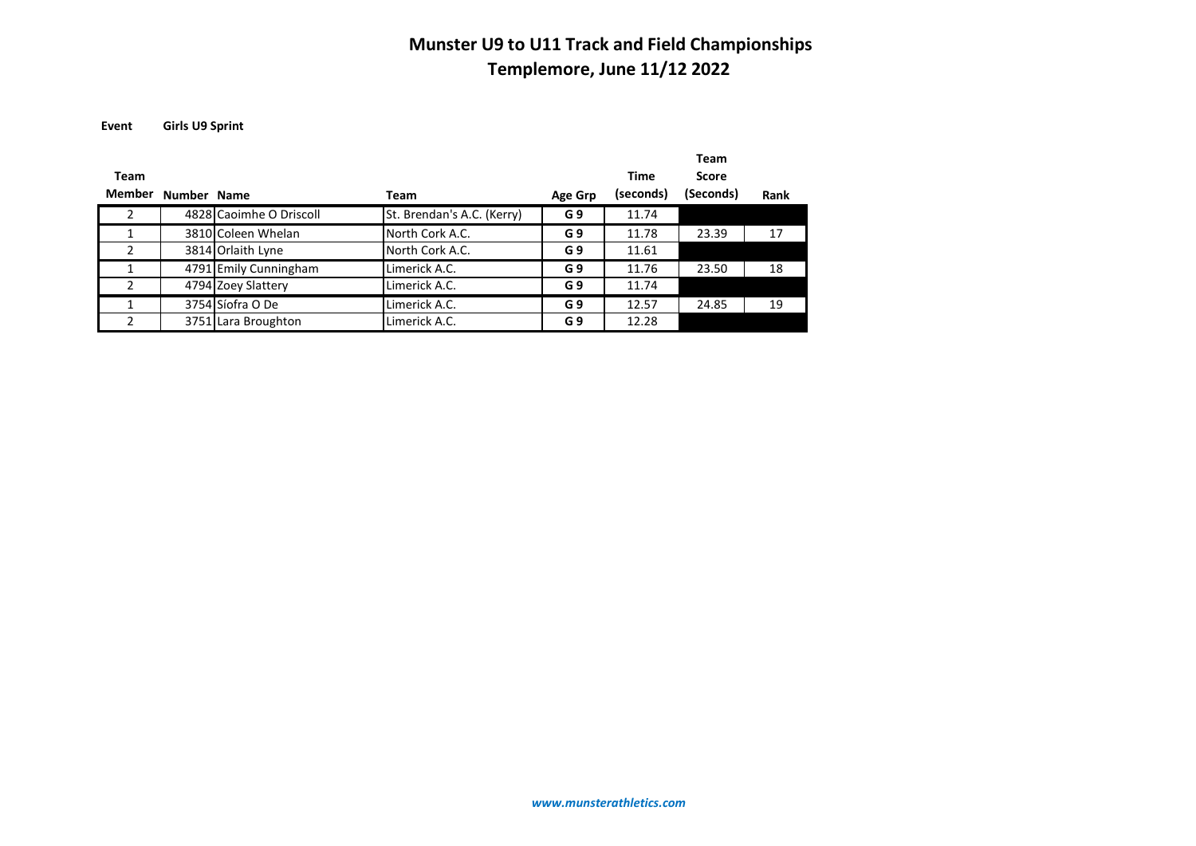# Munster U9 to U11 Track and Field Championships
## Templemore, June 11/12 2022

**Event** **Girls U9 Sprint**

| Team Member | Number | Name | Team | Age Grp | Time (seconds) | Team Score (Seconds) | Rank |
|---|---|---|---|---|---|---|---|
| 2 | 4828 | Caoimhe O Driscoll | St. Brendan's A.C. (Kerry) | G 9 | 11.74 | | |
| 1 | 3810 | Coleen Whelan | North Cork A.C. | G 9 | 11.78 | 23.39 | 17 |
| 2 | 3814 | Orlaith Lyne | North Cork A.C. | G 9 | 11.61 | | |
| 1 | 4791 | Emily Cunningham | Limerick A.C. | G 9 | 11.76 | 23.50 | 18 |
| 2 | 4794 | Zoey Slattery | Limerick A.C. | G 9 | 11.74 | | |
| 1 | 3754 | Síofra O De | Limerick A.C. | G 9 | 12.57 | 24.85 | 19 |
| 2 | 3751 | Lara Broughton | Limerick A.C. | G 9 | 12.28 | | |

*www.munsterathletics.com*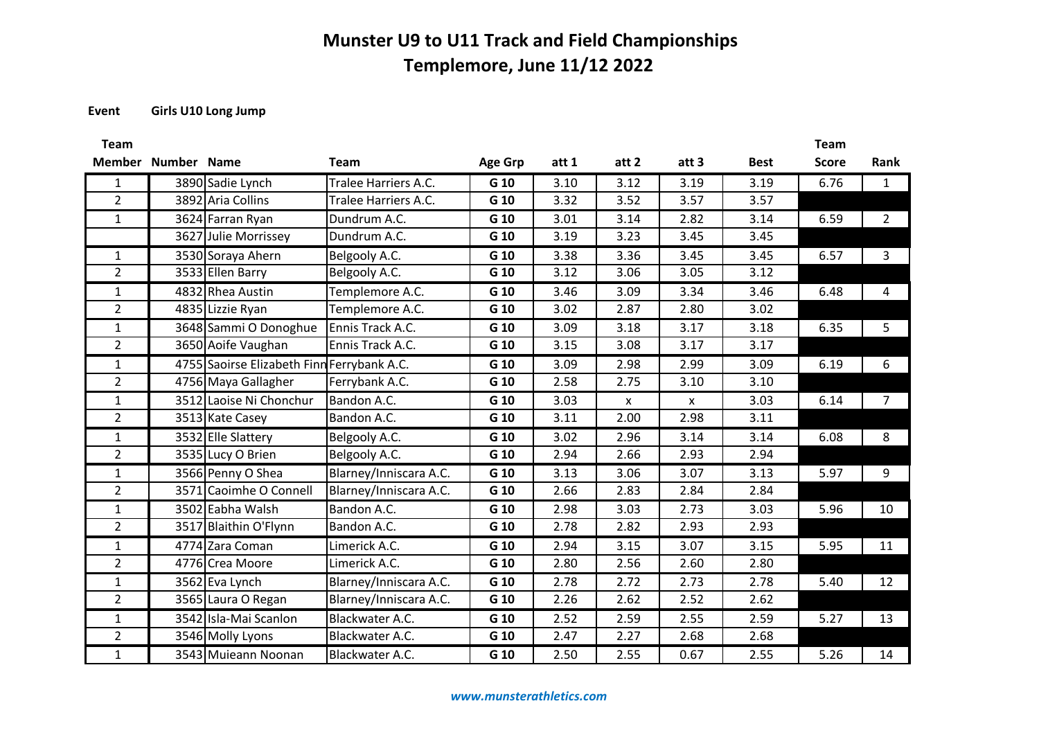# Munster U9 to U11 Track and Field Championships
## Templemore, June 11/12 2022

**Event** **Girls U10 Long Jump**

| Team Member | Number | Name | Team | Age Grp | att 1 | att 2 | att 3 | Best | Team Score | Rank |
|---|---|---|---|---|---|---|---|---|---|---|
| 1 | 3890 | Sadie Lynch | Tralee Harriers A.C. | G 10 | 3.10 | 3.12 | 3.19 | 3.19 | 6.76 | 1 |
| 2 | 3892 | Aria Collins | Tralee Harriers A.C. | G 10 | 3.32 | 3.52 | 3.57 | 3.57 | | |
| 1 | 3624 | Farran Ryan | Dundrum A.C. | G 10 | 3.01 | 3.14 | 2.82 | 3.14 | 6.59 | 2 |
| | 3627 | Julie Morrissey | Dundrum A.C. | G 10 | 3.19 | 3.23 | 3.45 | 3.45 | | |
| 1 | 3530 | Soraya Ahern | Belgooly A.C. | G 10 | 3.38 | 3.36 | 3.45 | 3.45 | 6.57 | 3 |
| 2 | 3533 | Ellen Barry | Belgooly A.C. | G 10 | 3.12 | 3.06 | 3.05 | 3.12 | | |
| 1 | 4832 | Rhea Austin | Templemore A.C. | G 10 | 3.46 | 3.09 | 3.34 | 3.46 | 6.48 | 4 |
| 2 | 4835 | Lizzie Ryan | Templemore A.C. | G 10 | 3.02 | 2.87 | 2.80 | 3.02 | | |
| 1 | 3648 | Sammi O Donoghue | Ennis Track A.C. | G 10 | 3.09 | 3.18 | 3.17 | 3.18 | 6.35 | 5 |
| 2 | 3650 | Aoife Vaughan | Ennis Track A.C. | G 10 | 3.15 | 3.08 | 3.17 | 3.17 | | |
| 1 | 4755 | Saoirse Elizabeth Finn | Ferrybank A.C. | G 10 | 3.09 | 2.98 | 2.99 | 3.09 | 6.19 | 6 |
| 2 | 4756 | Maya Gallagher | Ferrybank A.C. | G 10 | 2.58 | 2.75 | 3.10 | 3.10 | | |
| 1 | 3512 | Laoise Ni Chonchur | Bandon A.C. | G 10 | 3.03 | x | x | 3.03 | 6.14 | 7 |
| 2 | 3513 | Kate Casey | Bandon A.C. | G 10 | 3.11 | 2.00 | 2.98 | 3.11 | | |
| 1 | 3532 | Elle Slattery | Belgooly A.C. | G 10 | 3.02 | 2.96 | 3.14 | 3.14 | 6.08 | 8 |
| 2 | 3535 | Lucy O Brien | Belgooly A.C. | G 10 | 2.94 | 2.66 | 2.93 | 2.94 | | |
| 1 | 3566 | Penny O Shea | Blarney/Inniscara A.C. | G 10 | 3.13 | 3.06 | 3.07 | 3.13 | 5.97 | 9 |
| 2 | 3571 | Caoimhe O Connell | Blarney/Inniscara A.C. | G 10 | 2.66 | 2.83 | 2.84 | 2.84 | | |
| 1 | 3502 | Eabha Walsh | Bandon A.C. | G 10 | 2.98 | 3.03 | 2.73 | 3.03 | 5.96 | 10 |
| 2 | 3517 | Blaithin O'Flynn | Bandon A.C. | G 10 | 2.78 | 2.82 | 2.93 | 2.93 | | |
| 1 | 4774 | Zara Coman | Limerick A.C. | G 10 | 2.94 | 3.15 | 3.07 | 3.15 | 5.95 | 11 |
| 2 | 4776 | Crea Moore | Limerick A.C. | G 10 | 2.80 | 2.56 | 2.60 | 2.80 | | |
| 1 | 3562 | Eva Lynch | Blarney/Inniscara A.C. | G 10 | 2.78 | 2.72 | 2.73 | 2.78 | 5.40 | 12 |
| 2 | 3565 | Laura O Regan | Blarney/Inniscara A.C. | G 10 | 2.26 | 2.62 | 2.52 | 2.62 | | |
| 1 | 3542 | Isla-Mai Scanlon | Blackwater A.C. | G 10 | 2.52 | 2.59 | 2.55 | 2.59 | 5.27 | 13 |
| 2 | 3546 | Molly Lyons | Blackwater A.C. | G 10 | 2.47 | 2.27 | 2.68 | 2.68 | | |
| 1 | 3543 | Muieann Noonan | Blackwater A.C. | G 10 | 2.50 | 2.55 | 0.67 | 2.55 | 5.26 | 14 |

*www.munsterathletics.com*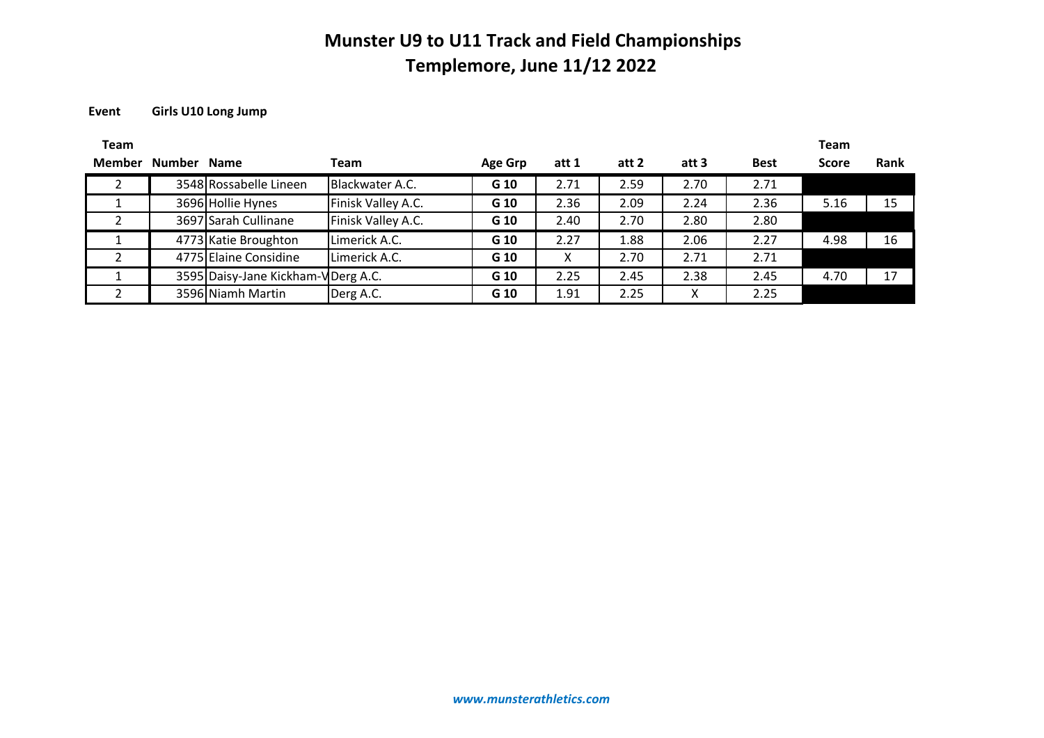# Munster U9 to U11 Track and Field Championships
## Templemore, June 11/12 2022

**Event** **Girls U10 Long Jump**

| Team Member | Number | Name | Team | Age Grp | att 1 | att 2 | att 3 | Best | Team Score | Rank |
|---|---|---|---|---|---|---|---|---|---|---|
| 2 | 3548 | Rossabelle Lineen | Blackwater A.C. | G 10 | 2.71 | 2.59 | 2.70 | 2.71 | | |
| 1 | 3696 | Hollie Hynes | Finisk Valley A.C. | G 10 | 2.36 | 2.09 | 2.24 | 2.36 | 5.16 | 15 |
| 2 | 3697 | Sarah Cullinane | Finisk Valley A.C. | G 10 | 2.40 | 2.70 | 2.80 | 2.80 | | |
| 1 | 4773 | Katie Broughton | Limerick A.C. | G 10 | 2.27 | 1.88 | 2.06 | 2.27 | 4.98 | 16 |
| 2 | 4775 | Elaine Considine | Limerick A.C. | G 10 | X | 2.70 | 2.71 | 2.71 | | |
| 1 | 3595 | Daisy-Jane Kickham-V | Derg A.C. | G 10 | 2.25 | 2.45 | 2.38 | 2.45 | 4.70 | 17 |
| 2 | 3596 | Niamh Martin | Derg A.C. | G 10 | 1.91 | 2.25 | X | 2.25 | | |

*www.munsterathletics.com*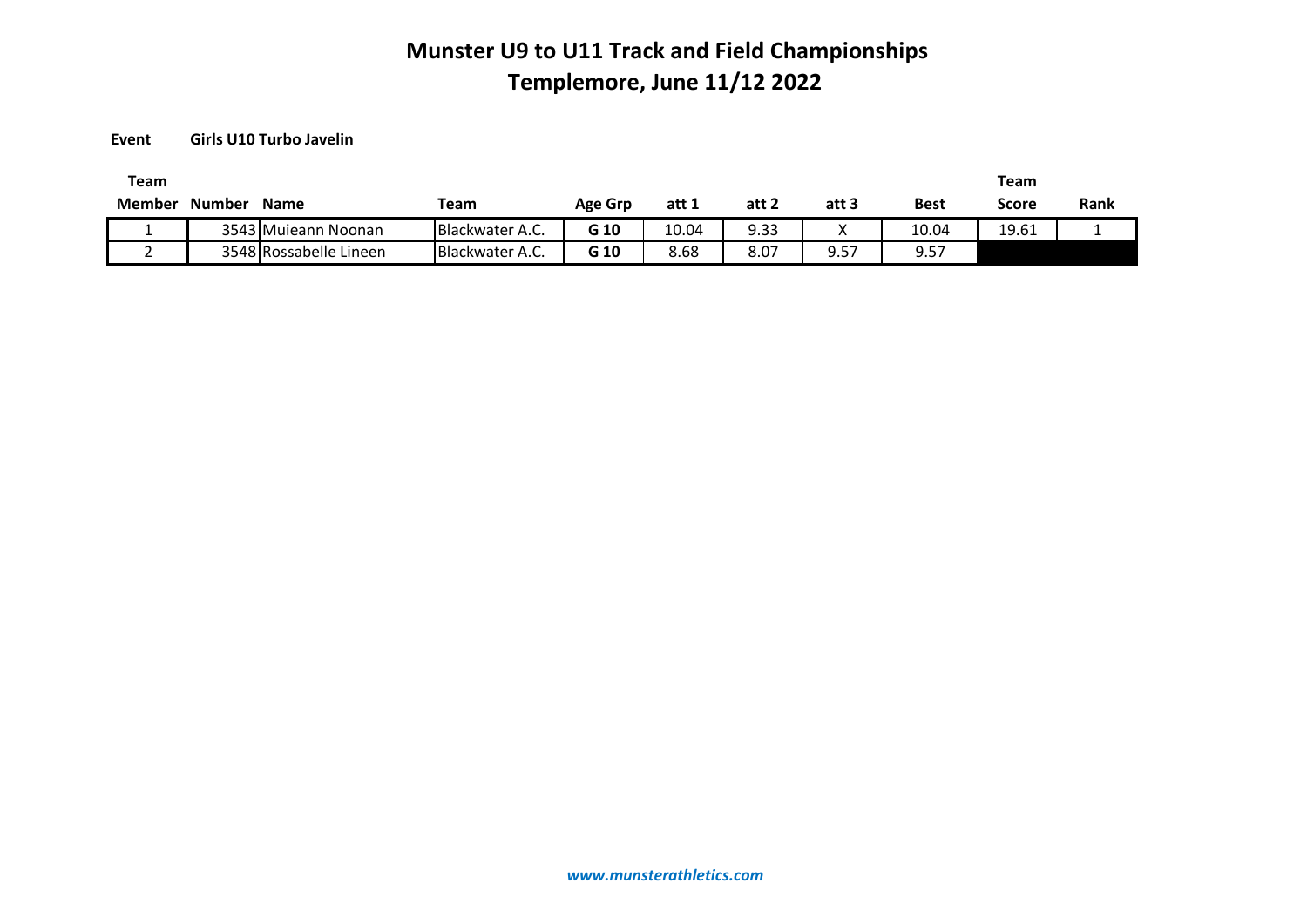# Munster U9 to U11 Track and Field Championships
## Templemore, June 11/12 2022

**Event** **Girls U10 Turbo Javelin**

| Team Member | Number | Name | Team | Age Grp | att 1 | att 2 | att 3 | Best | Team Score | Rank |
|---|---|---|---|---|---|---|---|---|---|---|
| 1 | 3543 | Muieann Noonan | Blackwater A.C. | **G 10** | 10.04 | 9.33 | X | 10.04 | 19.61 | 1 |
| 2 | 3548 | Rossabelle Lineen | Blackwater A.C. | **G 10** | 8.68 | 8.07 | 9.57 | 9.57 | | |

***www.munsterathletics.com***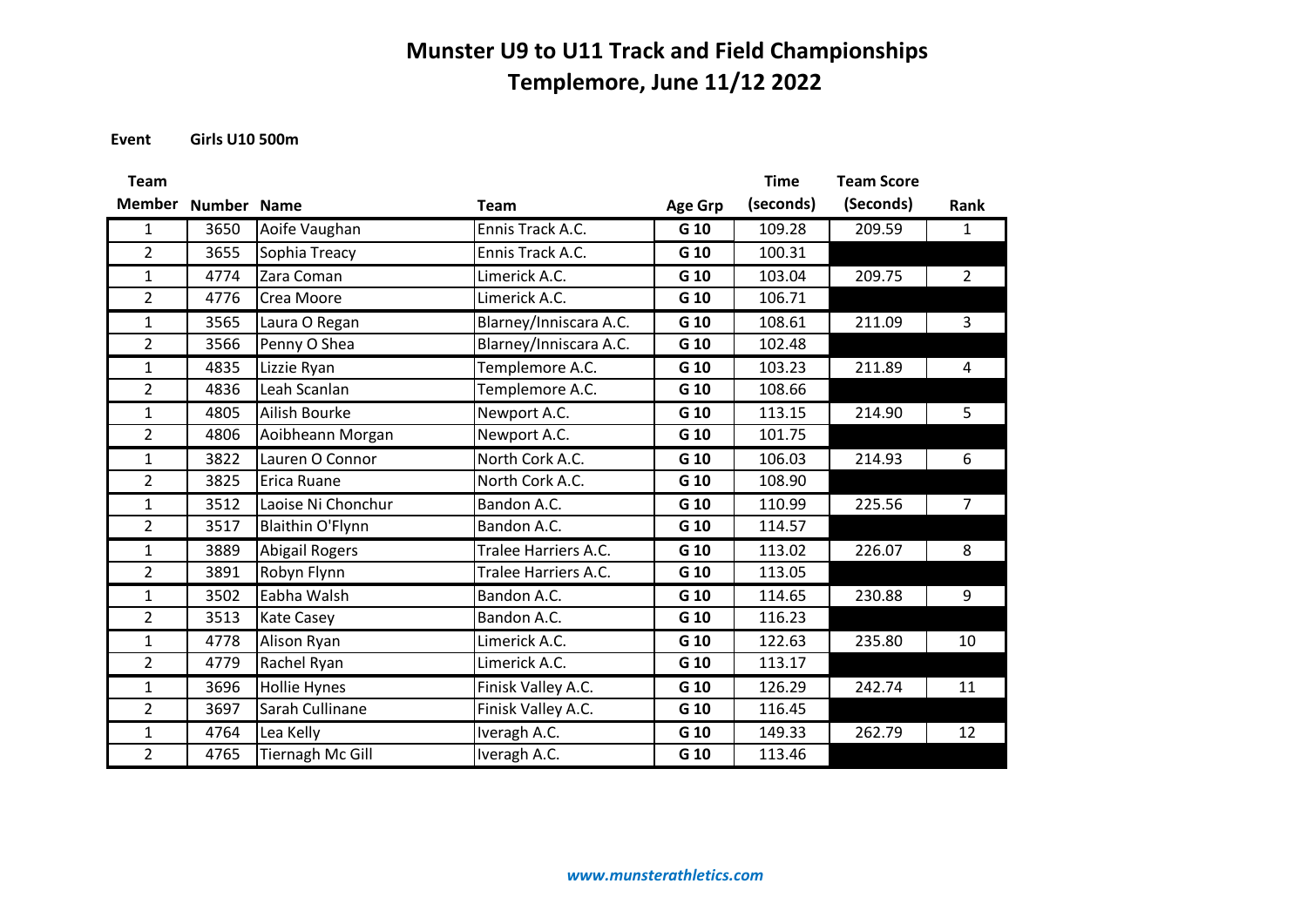# Munster U9 to U11 Track and Field Championships
# Templemore, June 11/12 2022

**Event** **Girls U10 500m**

| Team Member | Number | Name | Team | Age Grp | Time (seconds) | Team Score (Seconds) | Rank |
|---|---|---|---|---|---|---|---|
| 1 | 3650 | Aoife Vaughan | Ennis Track A.C. | G 10 | 109.28 | 209.59 | 1 |
| 2 | 3655 | Sophia Treacy | Ennis Track A.C. | G 10 | 100.31 | | |
| 1 | 4774 | Zara Coman | Limerick A.C. | G 10 | 103.04 | 209.75 | 2 |
| 2 | 4776 | Crea Moore | Limerick A.C. | G 10 | 106.71 | | |
| 1 | 3565 | Laura O Regan | Blarney/Inniscara A.C. | G 10 | 108.61 | 211.09 | 3 |
| 2 | 3566 | Penny O Shea | Blarney/Inniscara A.C. | G 10 | 102.48 | | |
| 1 | 4835 | Lizzie Ryan | Templemore A.C. | G 10 | 103.23 | 211.89 | 4 |
| 2 | 4836 | Leah Scanlan | Templemore A.C. | G 10 | 108.66 | | |
| 1 | 4805 | Ailish Bourke | Newport A.C. | G 10 | 113.15 | 214.90 | 5 |
| 2 | 4806 | Aoibheann Morgan | Newport A.C. | G 10 | 101.75 | | |
| 1 | 3822 | Lauren O Connor | North Cork A.C. | G 10 | 106.03 | 214.93 | 6 |
| 2 | 3825 | Erica Ruane | North Cork A.C. | G 10 | 108.90 | | |
| 1 | 3512 | Laoise Ni Chonchur | Bandon A.C. | G 10 | 110.99 | 225.56 | 7 |
| 2 | 3517 | Blaithin O'Flynn | Bandon A.C. | G 10 | 114.57 | | |
| 1 | 3889 | Abigail Rogers | Tralee Harriers A.C. | G 10 | 113.02 | 226.07 | 8 |
| 2 | 3891 | Robyn Flynn | Tralee Harriers A.C. | G 10 | 113.05 | | |
| 1 | 3502 | Eabha Walsh | Bandon A.C. | G 10 | 114.65 | 230.88 | 9 |
| 2 | 3513 | Kate Casey | Bandon A.C. | G 10 | 116.23 | | |
| 1 | 4778 | Alison Ryan | Limerick A.C. | G 10 | 122.63 | 235.80 | 10 |
| 2 | 4779 | Rachel Ryan | Limerick A.C. | G 10 | 113.17 | | |
| 1 | 3696 | Hollie Hynes | Finisk Valley A.C. | G 10 | 126.29 | 242.74 | 11 |
| 2 | 3697 | Sarah Cullinane | Finisk Valley A.C. | G 10 | 116.45 | | |
| 1 | 4764 | Lea Kelly | Iveragh A.C. | G 10 | 149.33 | 262.79 | 12 |
| 2 | 4765 | Tiernagh Mc Gill | Iveragh A.C. | G 10 | 113.46 | | |

*www.munsterathletics.com*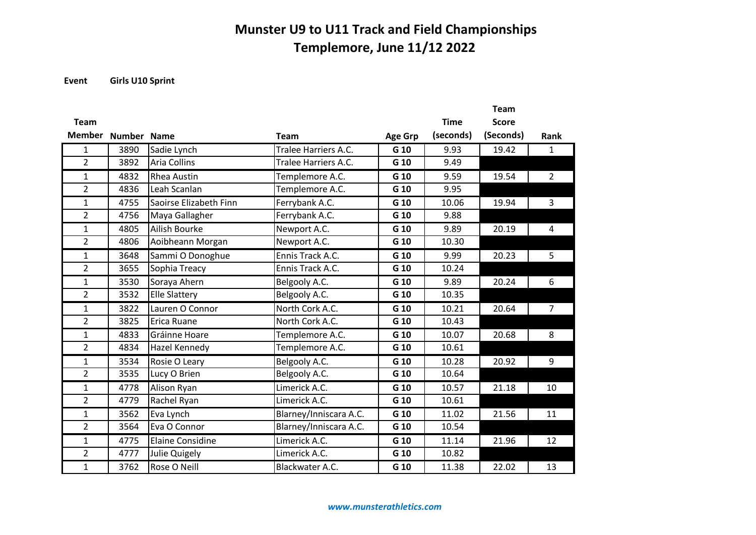# Munster U9 to U11 Track and Field Championships
## Templemore, June 11/12 2022

**Event** **Girls U10 Sprint**

| Team Member | Number | Name | Team | Age Grp | Time (seconds) | Team Score (Seconds) | Rank |
|---|---|---|---|---|---|---|---|
| 1 | 3890 | Sadie Lynch | Tralee Harriers A.C. | G 10 | 9.93 | 19.42 | 1 |
| 2 | 3892 | Aria Collins | Tralee Harriers A.C. | G 10 | 9.49 | | |
| 1 | 4832 | Rhea Austin | Templemore A.C. | G 10 | 9.59 | 19.54 | 2 |
| 2 | 4836 | Leah Scanlan | Templemore A.C. | G 10 | 9.95 | | |
| 1 | 4755 | Saoirse Elizabeth Finn | Ferrybank A.C. | G 10 | 10.06 | 19.94 | 3 |
| 2 | 4756 | Maya Gallagher | Ferrybank A.C. | G 10 | 9.88 | | |
| 1 | 4805 | Ailish Bourke | Newport A.C. | G 10 | 9.89 | 20.19 | 4 |
| 2 | 4806 | Aoibheann Morgan | Newport A.C. | G 10 | 10.30 | | |
| 1 | 3648 | Sammi O Donoghue | Ennis Track A.C. | G 10 | 9.99 | 20.23 | 5 |
| 2 | 3655 | Sophia Treacy | Ennis Track A.C. | G 10 | 10.24 | | |
| 1 | 3530 | Soraya Ahern | Belgooly A.C. | G 10 | 9.89 | 20.24 | 6 |
| 2 | 3532 | Elle Slattery | Belgooly A.C. | G 10 | 10.35 | | |
| 1 | 3822 | Lauren O Connor | North Cork A.C. | G 10 | 10.21 | 20.64 | 7 |
| 2 | 3825 | Erica Ruane | North Cork A.C. | G 10 | 10.43 | | |
| 1 | 4833 | Gráinne Hoare | Templemore A.C. | G 10 | 10.07 | 20.68 | 8 |
| 2 | 4834 | Hazel Kennedy | Templemore A.C. | G 10 | 10.61 | | |
| 1 | 3534 | Rosie O Leary | Belgooly A.C. | G 10 | 10.28 | 20.92 | 9 |
| 2 | 3535 | Lucy O Brien | Belgooly A.C. | G 10 | 10.64 | | |
| 1 | 4778 | Alison Ryan | Limerick A.C. | G 10 | 10.57 | 21.18 | 10 |
| 2 | 4779 | Rachel Ryan | Limerick A.C. | G 10 | 10.61 | | |
| 1 | 3562 | Eva Lynch | Blarney/Inniscara A.C. | G 10 | 11.02 | 21.56 | 11 |
| 2 | 3564 | Eva O Connor | Blarney/Inniscara A.C. | G 10 | 10.54 | | |
| 1 | 4775 | Elaine Considine | Limerick A.C. | G 10 | 11.14 | 21.96 | 12 |
| 2 | 4777 | Julie Quigely | Limerick A.C. | G 10 | 10.82 | | |
| 1 | 3762 | Rose O Neill | Blackwater A.C. | G 10 | 11.38 | 22.02 | 13 |

*www.munsterathletics.com*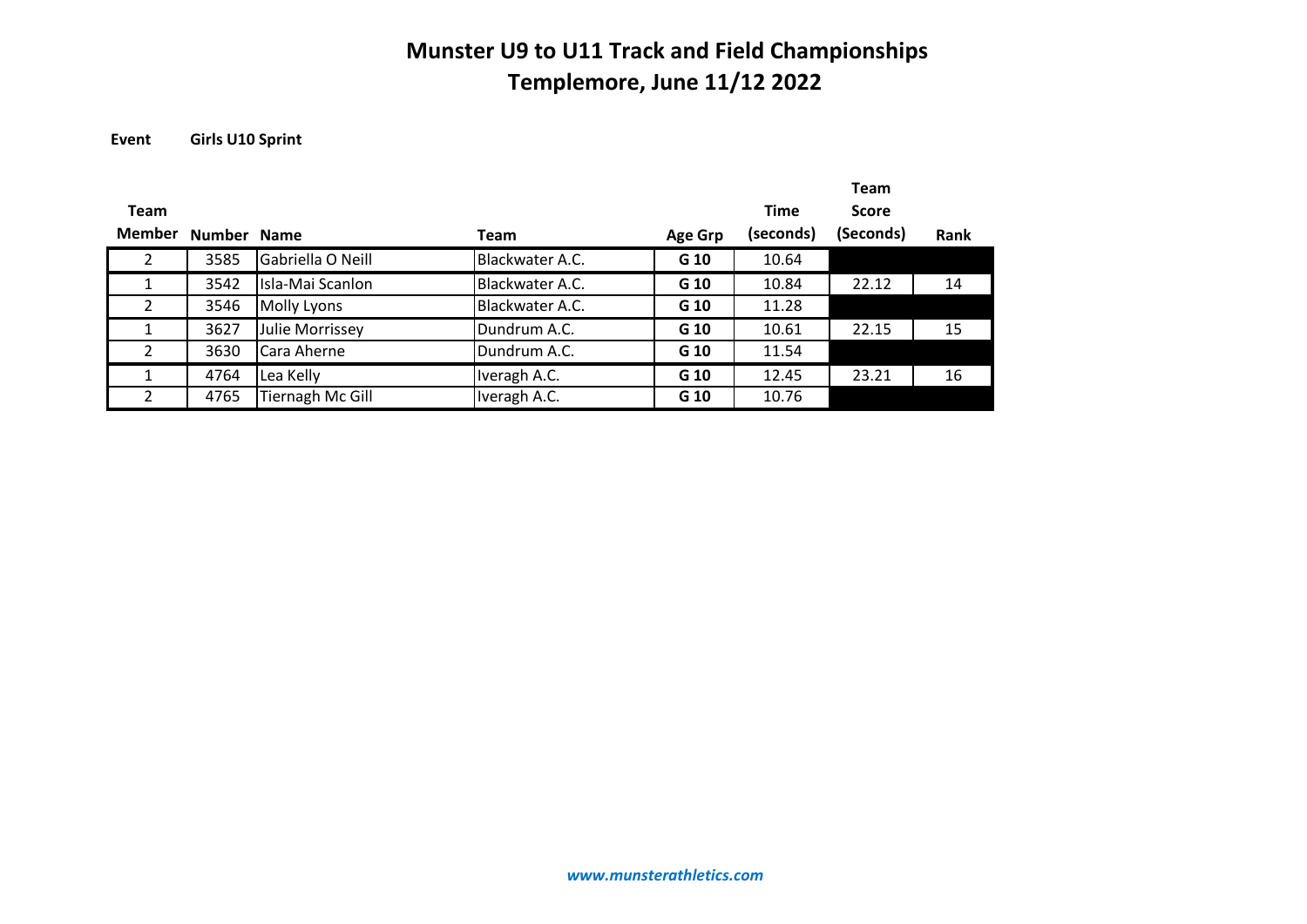# Munster U9 to U11 Track and Field Championships
## Templemore, June 11/12 2022

**Event** **Girls U10 Sprint**

| Team Member | Number | Name | Team | Age Grp | Time (seconds) | Team Score (Seconds) | Rank |
|---|---|---|---|---|---|---|---|
| 2 | 3585 | Gabriella O Neill | Blackwater A.C. | **G 10** | 10.64 | | |
| 1 | 3542 | Isla-Mai Scanlon | Blackwater A.C. | **G 10** | 10.84 | 22.12 | 14 |
| 2 | 3546 | Molly Lyons | Blackwater A.C. | **G 10** | 11.28 | | |
| 1 | 3627 | Julie Morrissey | Dundrum A.C. | **G 10** | 10.61 | 22.15 | 15 |
| 2 | 3630 | Cara Aherne | Dundrum A.C. | **G 10** | 11.54 | | |
| 1 | 4764 | Lea Kelly | Iveragh A.C. | **G 10** | 12.45 | 23.21 | 16 |
| 2 | 4765 | Tiernagh Mc Gill | Iveragh A.C. | **G 10** | 10.76 | | |

*www.munsterathletics.com*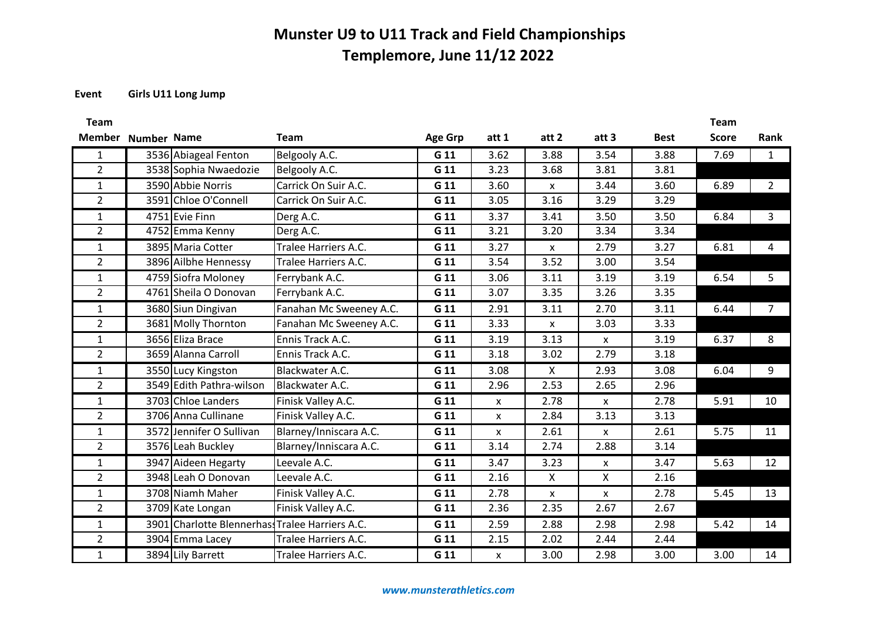# Munster U9 to U11 Track and Field Championships

## Templemore, June 11/12 2022

**Event** **Girls U11 Long Jump**

| Team Member | Number | Name | Team | Age Grp | att 1 | att 2 | att 3 | Best | Team Score | Rank |
|---|---|---|---|---|---|---|---|---|---|---|
| 1 | 3536 | Abiageal Fenton | Belgooly A.C. | G 11 | 3.62 | 3.88 | 3.54 | 3.88 | 7.69 | 1 |
| 2 | 3538 | Sophia Nwaedozie | Belgooly A.C. | G 11 | 3.23 | 3.68 | 3.81 | 3.81 | | |
| 1 | 3590 | Abbie Norris | Carrick On Suir A.C. | G 11 | 3.60 | x | 3.44 | 3.60 | 6.89 | 2 |
| 2 | 3591 | Chloe O'Connell | Carrick On Suir A.C. | G 11 | 3.05 | 3.16 | 3.29 | 3.29 | | |
| 1 | 4751 | Evie Finn | Derg A.C. | G 11 | 3.37 | 3.41 | 3.50 | 3.50 | 6.84 | 3 |
| 2 | 4752 | Emma Kenny | Derg A.C. | G 11 | 3.21 | 3.20 | 3.34 | 3.34 | | |
| 1 | 3895 | Maria Cotter | Tralee Harriers A.C. | G 11 | 3.27 | x | 2.79 | 3.27 | 6.81 | 4 |
| 2 | 3896 | Ailbhe Hennessy | Tralee Harriers A.C. | G 11 | 3.54 | 3.52 | 3.00 | 3.54 | | |
| 1 | 4759 | Siofra Moloney | Ferrybank A.C. | G 11 | 3.06 | 3.11 | 3.19 | 3.19 | 6.54 | 5 |
| 2 | 4761 | Sheila O Donovan | Ferrybank A.C. | G 11 | 3.07 | 3.35 | 3.26 | 3.35 | | |
| 1 | 3680 | Siun Dingivan | Fanahan Mc Sweeney A.C. | G 11 | 2.91 | 3.11 | 2.70 | 3.11 | 6.44 | 7 |
| 2 | 3681 | Molly Thornton | Fanahan Mc Sweeney A.C. | G 11 | 3.33 | x | 3.03 | 3.33 | | |
| 1 | 3656 | Eliza Brace | Ennis Track A.C. | G 11 | 3.19 | 3.13 | x | 3.19 | 6.37 | 8 |
| 2 | 3659 | Alanna Carroll | Ennis Track A.C. | G 11 | 3.18 | 3.02 | 2.79 | 3.18 | | |
| 1 | 3550 | Lucy Kingston | Blackwater A.C. | G 11 | 3.08 | X | 2.93 | 3.08 | 6.04 | 9 |
| 2 | 3549 | Edith Pathra-wilson | Blackwater A.C. | G 11 | 2.96 | 2.53 | 2.65 | 2.96 | | |
| 1 | 3703 | Chloe Landers | Finisk Valley A.C. | G 11 | x | 2.78 | x | 2.78 | 5.91 | 10 |
| 2 | 3706 | Anna Cullinane | Finisk Valley A.C. | G 11 | x | 2.84 | 3.13 | 3.13 | | |
| 1 | 3572 | Jennifer O Sullivan | Blarney/Inniscara A.C. | G 11 | x | 2.61 | x | 2.61 | 5.75 | 11 |
| 2 | 3576 | Leah Buckley | Blarney/Inniscara A.C. | G 11 | 3.14 | 2.74 | 2.88 | 3.14 | | |
| 1 | 3947 | Aideen Hegarty | Leevale A.C. | G 11 | 3.47 | 3.23 | x | 3.47 | 5.63 | 12 |
| 2 | 3948 | Leah O Donovan | Leevale A.C. | G 11 | 2.16 | X | X | 2.16 | | |
| 1 | 3708 | Niamh Maher | Finisk Valley A.C. | G 11 | 2.78 | x | x | 2.78 | 5.45 | 13 |
| 2 | 3709 | Kate Longan | Finisk Valley A.C. | G 11 | 2.36 | 2.35 | 2.67 | 2.67 | | |
| 1 | 3901 | Charlotte Blennerhass | Tralee Harriers A.C. | G 11 | 2.59 | 2.88 | 2.98 | 2.98 | 5.42 | 14 |
| 2 | 3904 | Emma Lacey | Tralee Harriers A.C. | G 11 | 2.15 | 2.02 | 2.44 | 2.44 | | |
| 1 | 3894 | Lily Barrett | Tralee Harriers A.C. | G 11 | x | 3.00 | 2.98 | 3.00 | 3.00 | 14 |

*www.munsterathletics.com*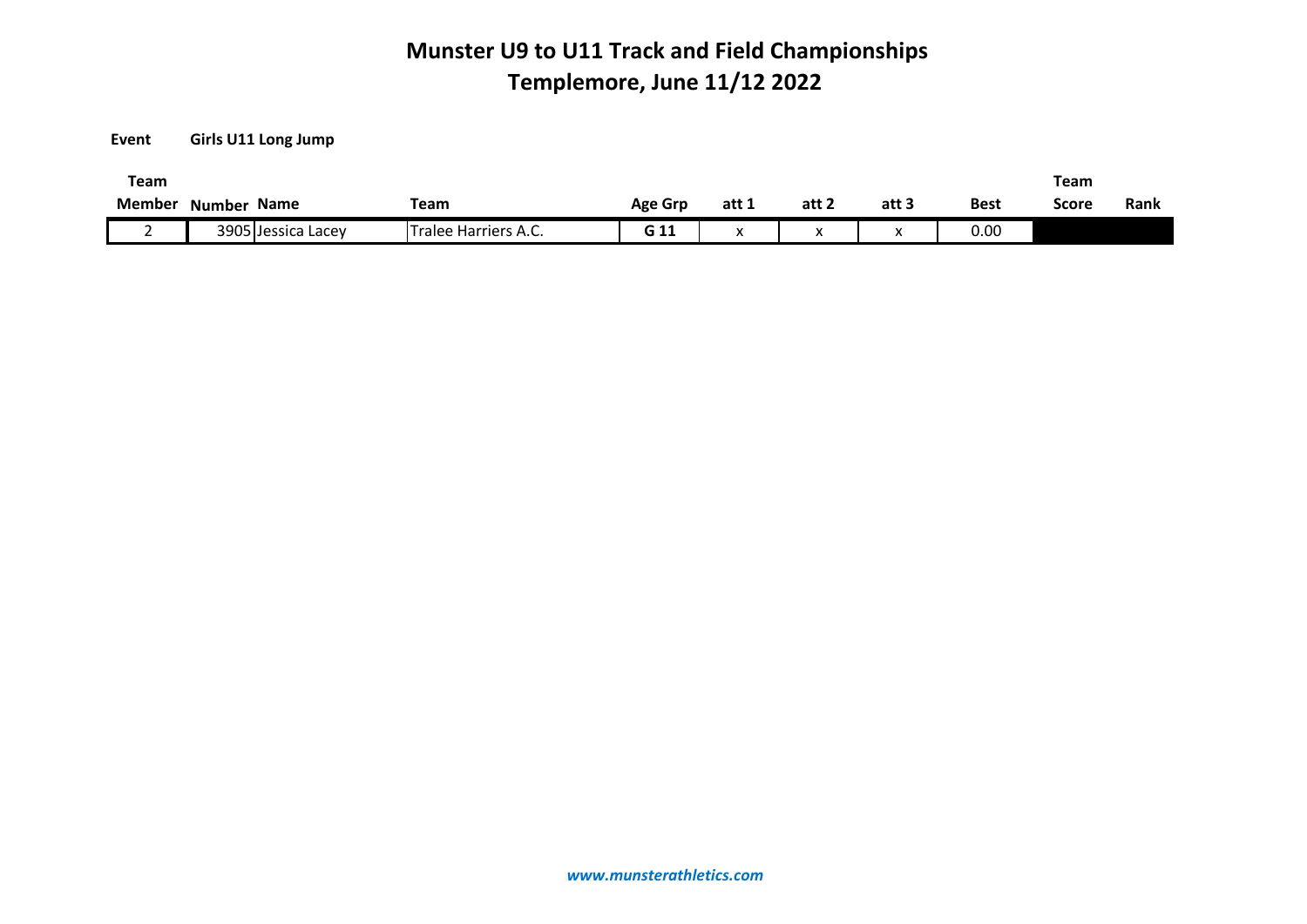# Munster U9 to U11 Track and Field Championships
# Templemore, June 11/12 2022

**Event** **Girls U11 Long Jump**

| Team Member | Number | Name | Team | Age Grp | att 1 | att 2 | att 3 | Best | Team Score | Rank |
|---|---|---|---|---|---|---|---|---|---|---|
| 2 | 3905 | Jessica Lacey | Tralee Harriers A.C. | **G 11** | x | x | x | 0.00 | | |

***www.munsterathletics.com***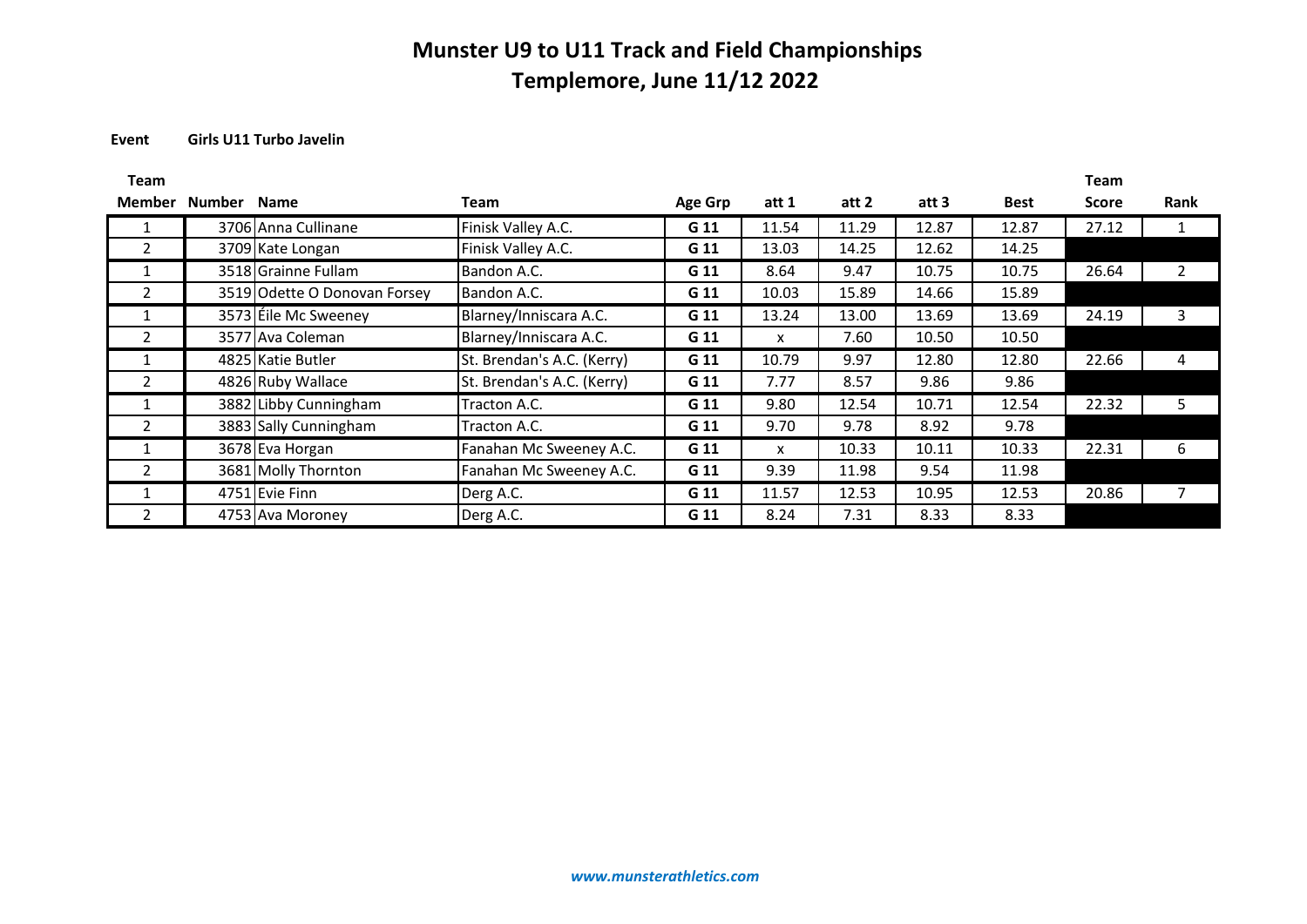# Munster U9 to U11 Track and Field Championships

## Templemore, June 11/12 2022

**Event** **Girls U11 Turbo Javelin**

| Team Member | Number | Name | Team | Age Grp | att 1 | att 2 | att 3 | Best | Team Score | Rank |
|---|---|---|---|---|---|---|---|---|---|---|
| 1 | 3706 | Anna Cullinane | Finisk Valley A.C. | G 11 | 11.54 | 11.29 | 12.87 | 12.87 | 27.12 | 1 |
| 2 | 3709 | Kate Longan | Finisk Valley A.C. | G 11 | 13.03 | 14.25 | 12.62 | 14.25 | | |
| 1 | 3518 | Grainne Fullam | Bandon A.C. | G 11 | 8.64 | 9.47 | 10.75 | 10.75 | 26.64 | 2 |
| 2 | 3519 | Odette O Donovan Forsey | Bandon A.C. | G 11 | 10.03 | 15.89 | 14.66 | 15.89 | | |
| 1 | 3573 | Éile Mc Sweeney | Blarney/Inniscara A.C. | G 11 | 13.24 | 13.00 | 13.69 | 13.69 | 24.19 | 3 |
| 2 | 3577 | Ava Coleman | Blarney/Inniscara A.C. | G 11 | x | 7.60 | 10.50 | 10.50 | | |
| 1 | 4825 | Katie Butler | St. Brendan's A.C. (Kerry) | G 11 | 10.79 | 9.97 | 12.80 | 12.80 | 22.66 | 4 |
| 2 | 4826 | Ruby Wallace | St. Brendan's A.C. (Kerry) | G 11 | 7.77 | 8.57 | 9.86 | 9.86 | | |
| 1 | 3882 | Libby Cunningham | Tracton A.C. | G 11 | 9.80 | 12.54 | 10.71 | 12.54 | 22.32 | 5 |
| 2 | 3883 | Sally Cunningham | Tracton A.C. | G 11 | 9.70 | 9.78 | 8.92 | 9.78 | | |
| 1 | 3678 | Eva Horgan | Fanahan Mc Sweeney A.C. | G 11 | x | 10.33 | 10.11 | 10.33 | 22.31 | 6 |
| 2 | 3681 | Molly Thornton | Fanahan Mc Sweeney A.C. | G 11 | 9.39 | 11.98 | 9.54 | 11.98 | | |
| 1 | 4751 | Evie Finn | Derg A.C. | G 11 | 11.57 | 12.53 | 10.95 | 12.53 | 20.86 | 7 |
| 2 | 4753 | Ava Moroney | Derg A.C. | G 11 | 8.24 | 7.31 | 8.33 | 8.33 | | |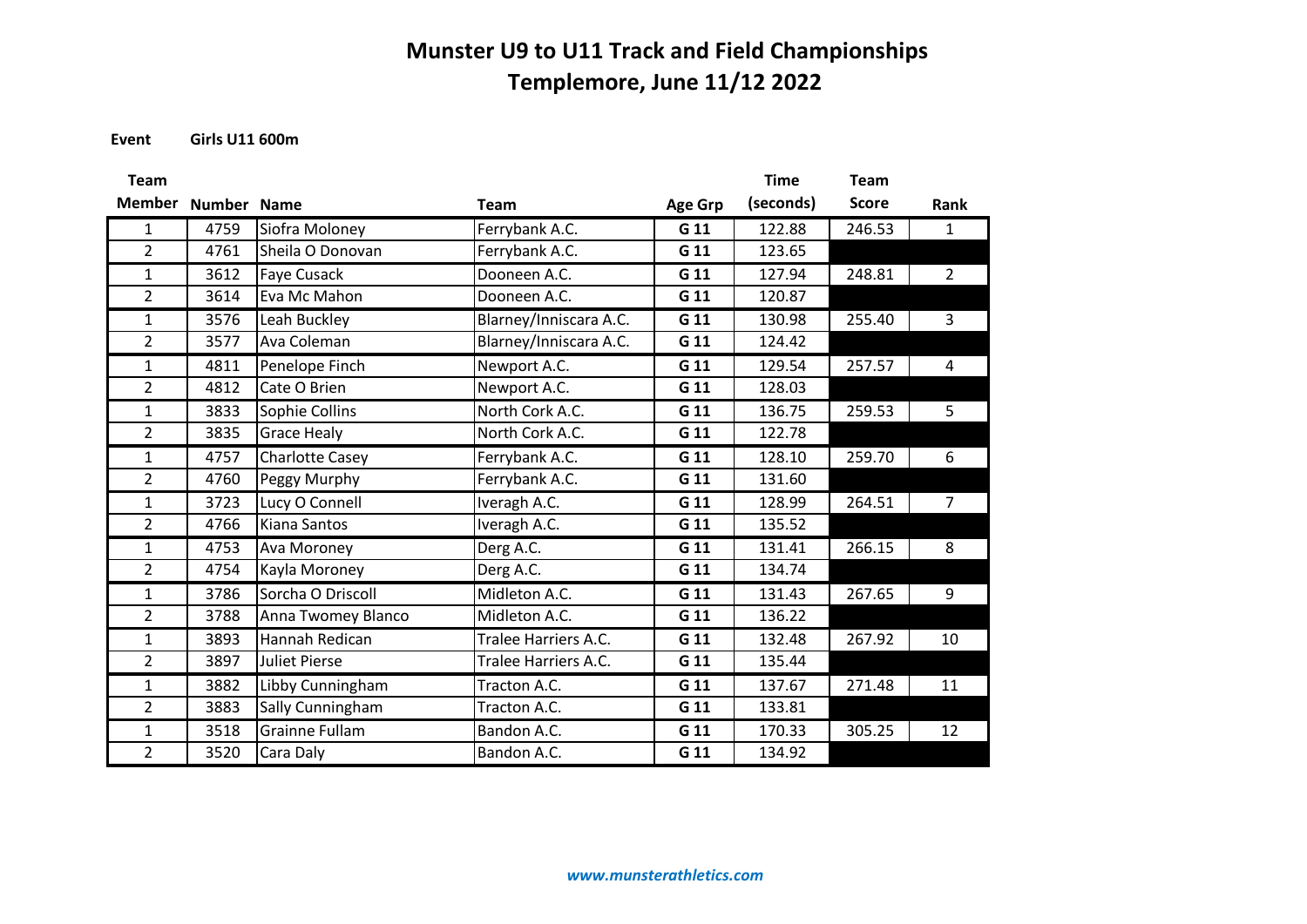# Munster U9 to U11 Track and Field Championships
## Templemore, June 11/12 2022

**Event** **Girls U11 600m**

| Team Member | Number | Name | Team | Age Grp | Time (seconds) | Team Score | Rank |
|---|---|---|---|---|---|---|---|
| 1 | 4759 | Siofra Moloney | Ferrybank A.C. | G 11 | 122.88 | 246.53 | 1 |
| 2 | 4761 | Sheila O Donovan | Ferrybank A.C. | G 11 | 123.65 | | |
| 1 | 3612 | Faye Cusack | Dooneen A.C. | G 11 | 127.94 | 248.81 | 2 |
| 2 | 3614 | Eva Mc Mahon | Dooneen A.C. | G 11 | 120.87 | | |
| 1 | 3576 | Leah Buckley | Blarney/Inniscara A.C. | G 11 | 130.98 | 255.40 | 3 |
| 2 | 3577 | Ava Coleman | Blarney/Inniscara A.C. | G 11 | 124.42 | | |
| 1 | 4811 | Penelope Finch | Newport A.C. | G 11 | 129.54 | 257.57 | 4 |
| 2 | 4812 | Cate O Brien | Newport A.C. | G 11 | 128.03 | | |
| 1 | 3833 | Sophie Collins | North Cork A.C. | G 11 | 136.75 | 259.53 | 5 |
| 2 | 3835 | Grace Healy | North Cork A.C. | G 11 | 122.78 | | |
| 1 | 4757 | Charlotte Casey | Ferrybank A.C. | G 11 | 128.10 | 259.70 | 6 |
| 2 | 4760 | Peggy Murphy | Ferrybank A.C. | G 11 | 131.60 | | |
| 1 | 3723 | Lucy O Connell | Iveragh A.C. | G 11 | 128.99 | 264.51 | 7 |
| 2 | 4766 | Kiana Santos | Iveragh A.C. | G 11 | 135.52 | | |
| 1 | 4753 | Ava Moroney | Derg A.C. | G 11 | 131.41 | 266.15 | 8 |
| 2 | 4754 | Kayla Moroney | Derg A.C. | G 11 | 134.74 | | |
| 1 | 3786 | Sorcha O Driscoll | Midleton A.C. | G 11 | 131.43 | 267.65 | 9 |
| 2 | 3788 | Anna Twomey Blanco | Midleton A.C. | G 11 | 136.22 | | |
| 1 | 3893 | Hannah Redican | Tralee Harriers A.C. | G 11 | 132.48 | 267.92 | 10 |
| 2 | 3897 | Juliet Pierse | Tralee Harriers A.C. | G 11 | 135.44 | | |
| 1 | 3882 | Libby Cunningham | Tracton A.C. | G 11 | 137.67 | 271.48 | 11 |
| 2 | 3883 | Sally Cunningham | Tracton A.C. | G 11 | 133.81 | | |
| 1 | 3518 | Grainne Fullam | Bandon A.C. | G 11 | 170.33 | 305.25 | 12 |
| 2 | 3520 | Cara Daly | Bandon A.C. | G 11 | 134.92 | | |

*www.munsterathletics.com*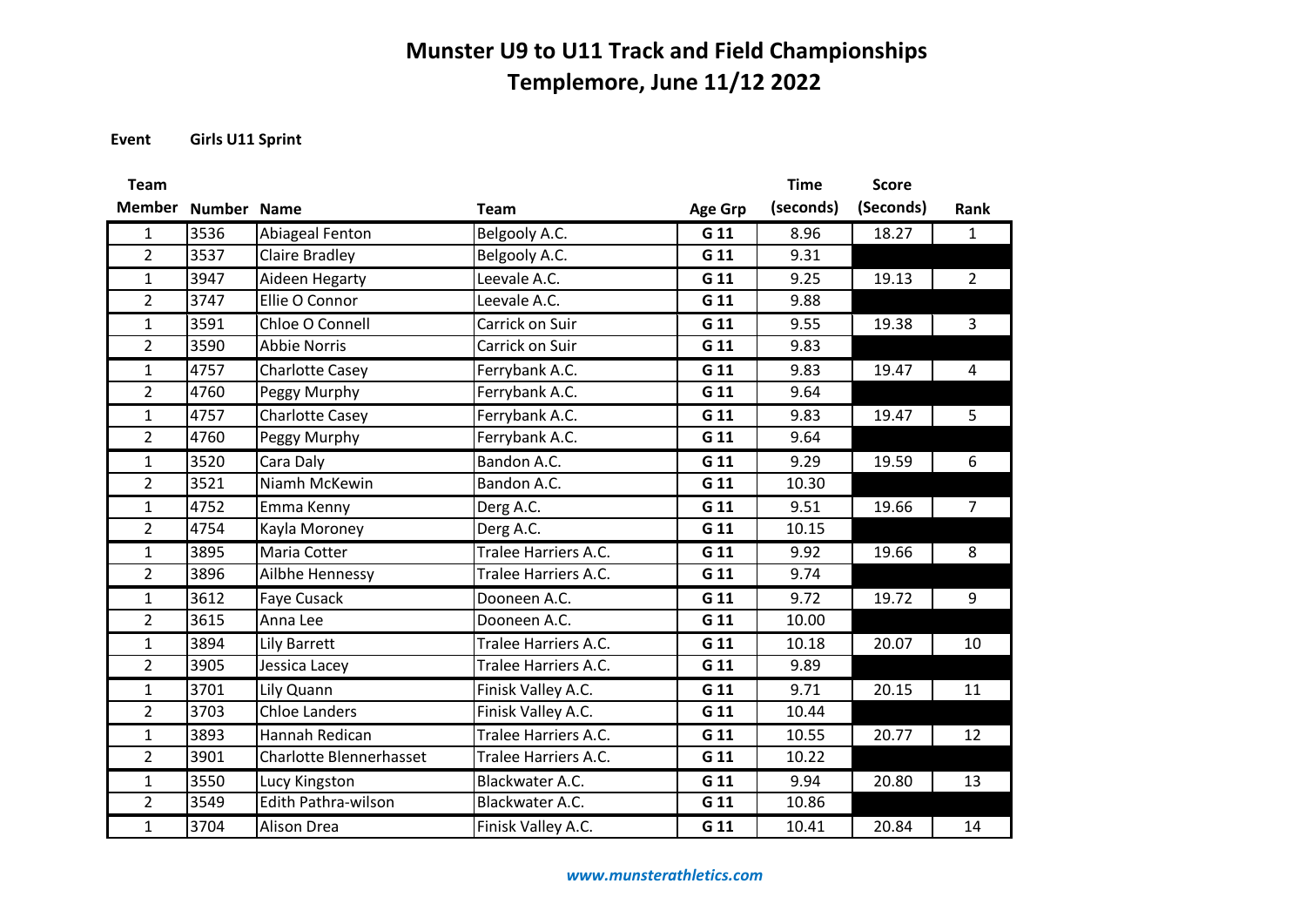# Munster U9 to U11 Track and Field Championships
# Templemore, June 11/12 2022

**Event** **Girls U11 Sprint**

| Team Member | Number | Name | Team | Age Grp | Time (seconds) | Score (Seconds) | Rank |
|---|---|---|---|---|---|---|---|
| 1 | 3536 | Abiageal Fenton | Belgooly A.C. | G 11 | 8.96 | 18.27 | 1 |
| 2 | 3537 | Claire Bradley | Belgooly A.C. | G 11 | 9.31 | | |
| 1 | 3947 | Aideen Hegarty | Leevale A.C. | G 11 | 9.25 | 19.13 | 2 |
| 2 | 3747 | Ellie O Connor | Leevale A.C. | G 11 | 9.88 | | |
| 1 | 3591 | Chloe O Connell | Carrick on Suir | G 11 | 9.55 | 19.38 | 3 |
| 2 | 3590 | Abbie Norris | Carrick on Suir | G 11 | 9.83 | | |
| 1 | 4757 | Charlotte Casey | Ferrybank A.C. | G 11 | 9.83 | 19.47 | 4 |
| 2 | 4760 | Peggy Murphy | Ferrybank A.C. | G 11 | 9.64 | | |
| 1 | 4757 | Charlotte Casey | Ferrybank A.C. | G 11 | 9.83 | 19.47 | 5 |
| 2 | 4760 | Peggy Murphy | Ferrybank A.C. | G 11 | 9.64 | | |
| 1 | 3520 | Cara Daly | Bandon A.C. | G 11 | 9.29 | 19.59 | 6 |
| 2 | 3521 | Niamh McKewin | Bandon A.C. | G 11 | 10.30 | | |
| 1 | 4752 | Emma Kenny | Derg A.C. | G 11 | 9.51 | 19.66 | 7 |
| 2 | 4754 | Kayla Moroney | Derg A.C. | G 11 | 10.15 | | |
| 1 | 3895 | Maria Cotter | Tralee Harriers A.C. | G 11 | 9.92 | 19.66 | 8 |
| 2 | 3896 | Ailbhe Hennessy | Tralee Harriers A.C. | G 11 | 9.74 | | |
| 1 | 3612 | Faye Cusack | Dooneen A.C. | G 11 | 9.72 | 19.72 | 9 |
| 2 | 3615 | Anna Lee | Dooneen A.C. | G 11 | 10.00 | | |
| 1 | 3894 | Lily Barrett | Tralee Harriers A.C. | G 11 | 10.18 | 20.07 | 10 |
| 2 | 3905 | Jessica Lacey | Tralee Harriers A.C. | G 11 | 9.89 | | |
| 1 | 3701 | Lily Quann | Finisk Valley A.C. | G 11 | 9.71 | 20.15 | 11 |
| 2 | 3703 | Chloe Landers | Finisk Valley A.C. | G 11 | 10.44 | | |
| 1 | 3893 | Hannah Redican | Tralee Harriers A.C. | G 11 | 10.55 | 20.77 | 12 |
| 2 | 3901 | Charlotte Blennerhasset | Tralee Harriers A.C. | G 11 | 10.22 | | |
| 1 | 3550 | Lucy Kingston | Blackwater A.C. | G 11 | 9.94 | 20.80 | 13 |
| 2 | 3549 | Edith Pathra-wilson | Blackwater A.C. | G 11 | 10.86 | | |
| 1 | 3704 | Alison Drea | Finisk Valley A.C. | G 11 | 10.41 | 20.84 | 14 |

*www.munsterathletics.com*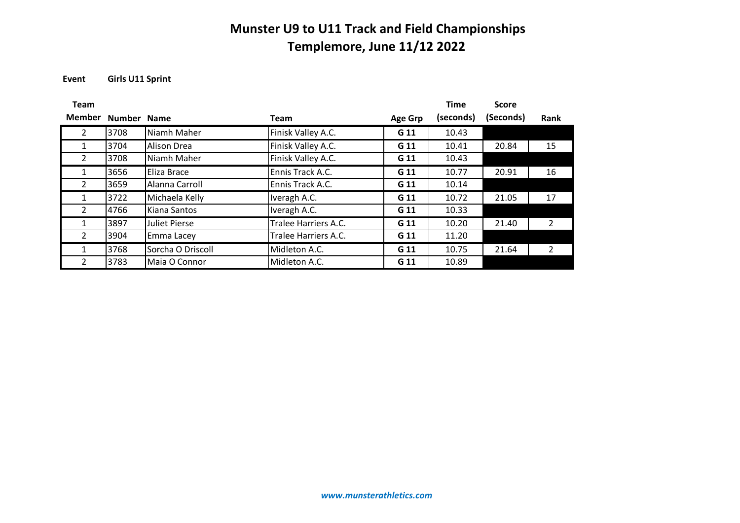# Munster U9 to U11 Track and Field Championships
## Templemore, June 11/12 2022

**Event** **Girls U11 Sprint**

| Team Member | Number | Name | Team | Age Grp | Time (seconds) | Score (Seconds) | Rank |
|---|---|---|---|---|---|---|---|
| 2 | 3708 | Niamh Maher | Finisk Valley A.C. | G 11 | 10.43 | | |
| 1 | 3704 | Alison Drea | Finisk Valley A.C. | G 11 | 10.41 | 20.84 | 15 |
| 2 | 3708 | Niamh Maher | Finisk Valley A.C. | G 11 | 10.43 | | |
| 1 | 3656 | Eliza Brace | Ennis Track A.C. | G 11 | 10.77 | 20.91 | 16 |
| 2 | 3659 | Alanna Carroll | Ennis Track A.C. | G 11 | 10.14 | | |
| 1 | 3722 | Michaela Kelly | Iveragh A.C. | G 11 | 10.72 | 21.05 | 17 |
| 2 | 4766 | Kiana Santos | Iveragh A.C. | G 11 | 10.33 | | |
| 1 | 3897 | Juliet Pierse | Tralee Harriers A.C. | G 11 | 10.20 | 21.40 | 2 |
| 2 | 3904 | Emma Lacey | Tralee Harriers A.C. | G 11 | 11.20 | | |
| 1 | 3768 | Sorcha O Driscoll | Midleton A.C. | G 11 | 10.75 | 21.64 | 2 |
| 2 | 3783 | Maia O Connor | Midleton A.C. | G 11 | 10.89 | | |

*www.munsterathletics.com*